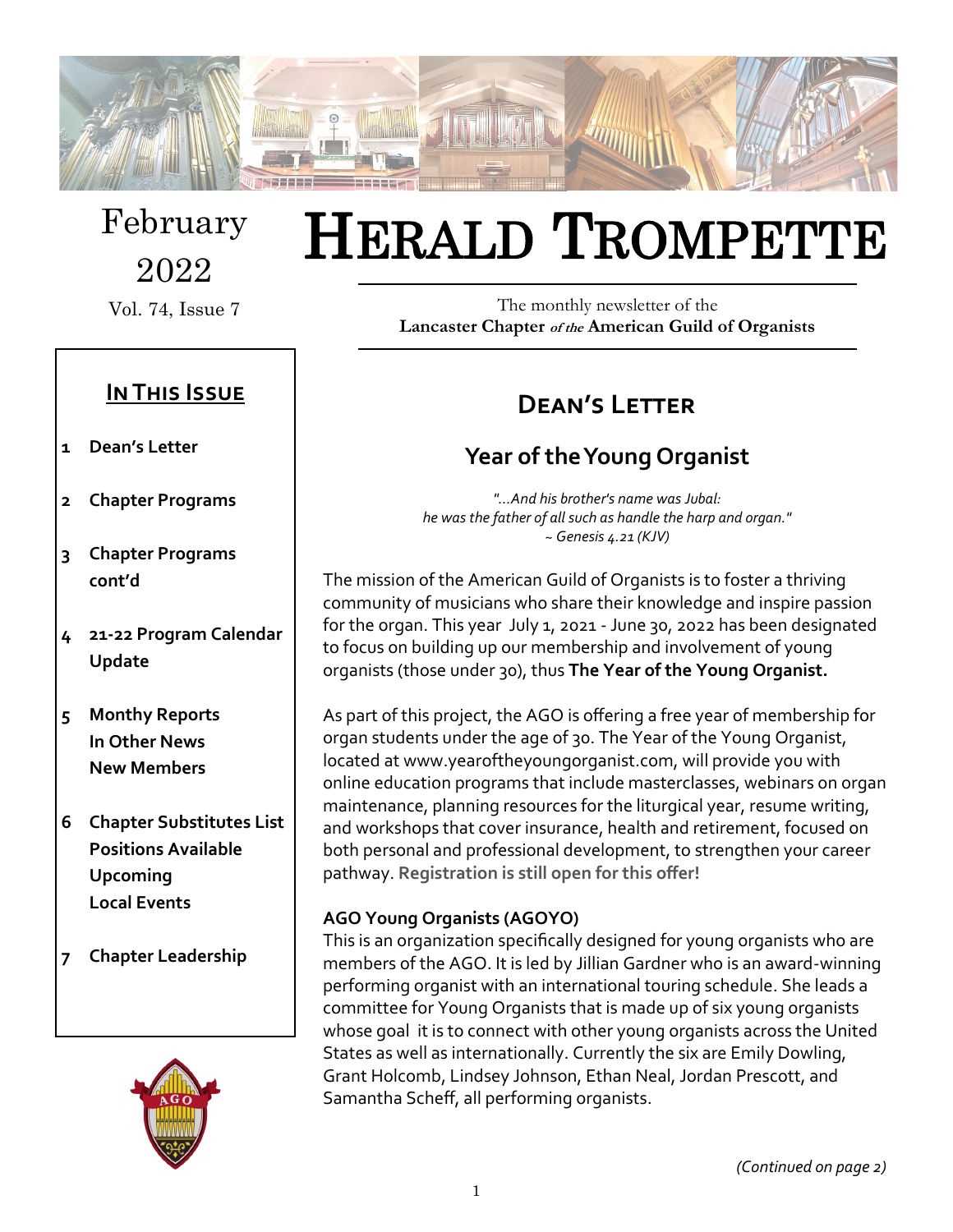February 2022

Vol. 74, Issue 7

# HERALD TROMPETTE

The monthly newsletter of the **Lancaster Chapter *of the* American Guild of Organists**

## In This Issue

- **1 Dean's Letter**
- **2 Chapter Programs**
- **3 Chapter Programs cont'd**
- **4 21-22 Program Calendar Update**
- **5 Monthy Reports**
  **In Other News**
  **New Members**
- **6 Chapter Substitutes List**
  **Positions Available**
  **Upcoming Local Events**
- **7 Chapter Leadership**

## Dean's Letter

### Year of the Young Organist

*"...And his brother's name was Jubal:*
*he was the father of all such as handle the harp and organ."*
*~ Genesis 4.21 (KJV)*

The mission of the American Guild of Organists is to foster a thriving community of musicians who share their knowledge and inspire passion for the organ. This year July 1, 2021 - June 30, 2022 has been designated to focus on building up our membership and involvement of young organists (those under 30), thus **The Year of the Young Organist.**

As part of this project, the AGO is offering a free year of membership for organ students under the age of 30. The Year of the Young Organist, located at www.yearoftheyoungorganist.com, will provide you with online education programs that include masterclasses, webinars on organ maintenance, planning resources for the liturgical year, resume writing, and workshops that cover insurance, health and retirement, focused on both personal and professional development, to strengthen your career pathway. **Registration is still open for this offer!**

**AGO Young Organists (AGOYO)**
This is an organization specifically designed for young organists who are members of the AGO. It is led by Jillian Gardner who is an award-winning performing organist with an international touring schedule. She leads a committee for Young Organists that is made up of six young organists whose goal it is to connect with other young organists across the United States as well as internationally. Currently the six are Emily Dowling, Grant Holcomb, Lindsey Johnson, Ethan Neal, Jordan Prescott, and Samantha Scheff, all performing organists.

*(Continued on page 2)*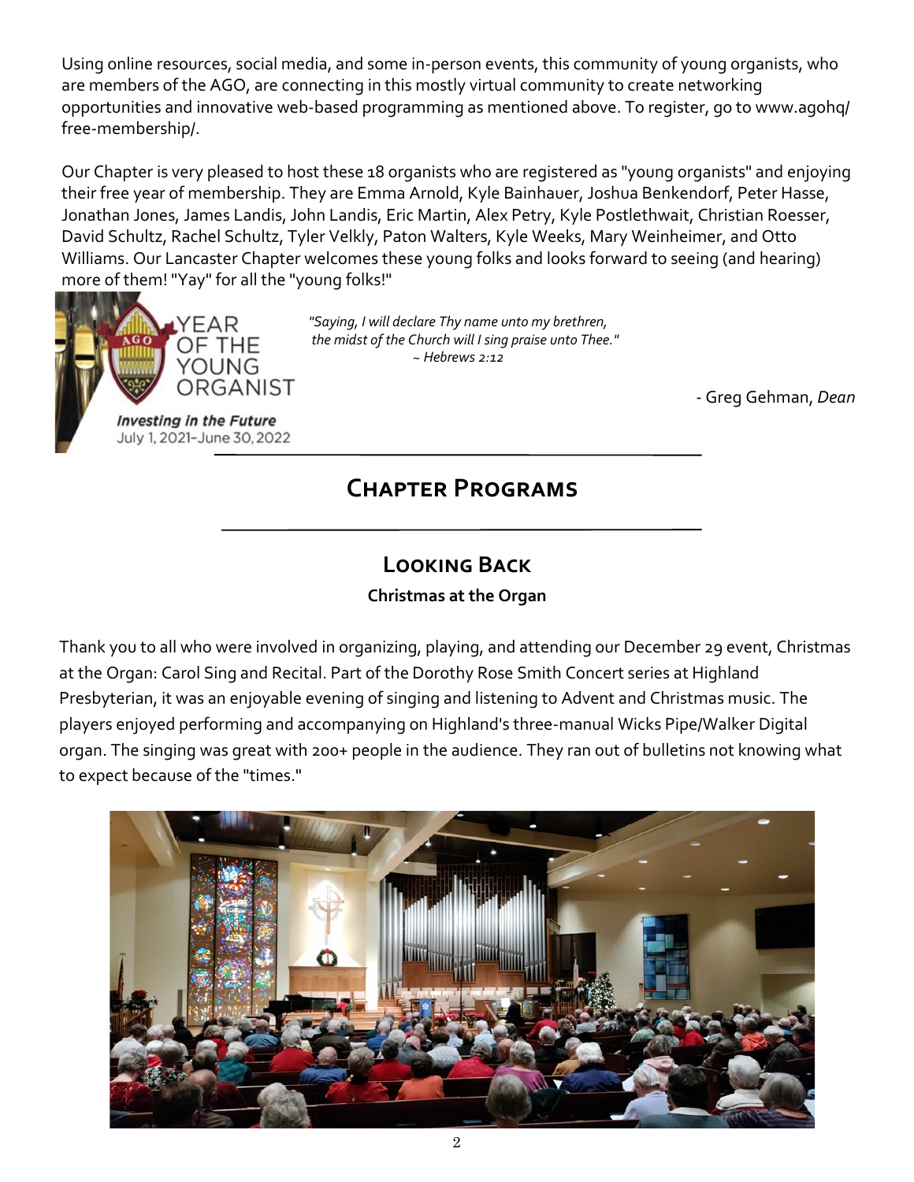Using online resources, social media, and some in-person events, this community of young organists, who are members of the AGO, are connecting in this mostly virtual community to create networking opportunities and innovative web-based programming as mentioned above. To register, go to www.agohq/free-membership/.

Our Chapter is very pleased to host these 18 organists who are registered as "young organists" and enjoying their free year of membership. They are Emma Arnold, Kyle Bainhauer, Joshua Benkendorf, Peter Hasse, Jonathan Jones, James Landis, John Landis, Eric Martin, Alex Petry, Kyle Postlethwait, Christian Roesser, David Schultz, Rachel Schultz, Tyler Velkly, Paton Walters, Kyle Weeks, Mary Weinheimer, and Otto Williams. Our Lancaster Chapter welcomes these young folks and looks forward to seeing (and hearing) more of them! "Yay" for all the "young folks!"

YEAR OF THE YOUNG ORGANIST

*Investing in the Future*
July 1, 2021–June 30, 2022

*"Saying, I will declare Thy name unto my brethren, the midst of the Church will I sing praise unto Thee."*
*~ Hebrews 2:12*

- Greg Gehman, *Dean*

## Chapter Programs

### Looking Back

**Christmas at the Organ**

Thank you to all who were involved in organizing, playing, and attending our December 29 event, Christmas at the Organ: Carol Sing and Recital. Part of the Dorothy Rose Smith Concert series at Highland Presbyterian, it was an enjoyable evening of singing and listening to Advent and Christmas music. The players enjoyed performing and accompanying on Highland's three-manual Wicks Pipe/Walker Digital organ. The singing was great with 200+ people in the audience. They ran out of bulletins not knowing what to expect because of the "times."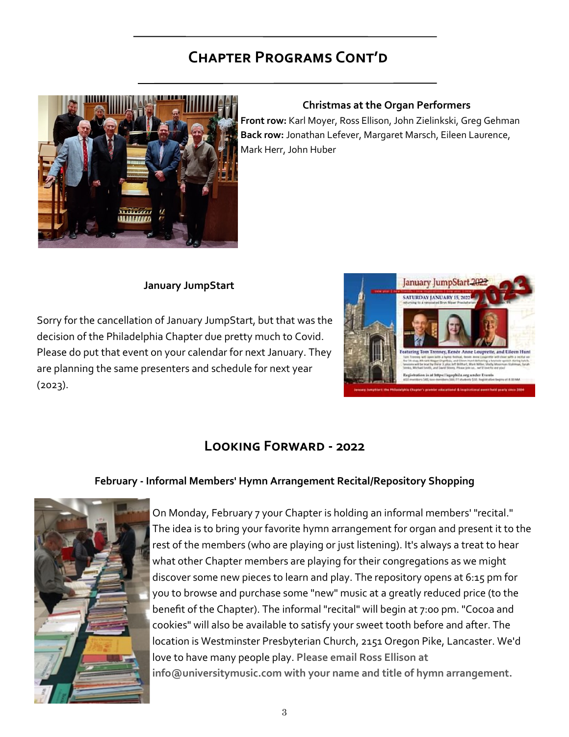## Chapter Programs Cont'd

**Christmas at the Organ Performers**

**Front row:** Karl Moyer, Ross Ellison, John Zielinkski, Greg Gehman
**Back row:** Jonathan Lefever, Margaret Marsch, Eileen Laurence, Mark Herr, John Huber

**January JumpStart**

Sorry for the cancellation of January JumpStart, but that was the decision of the Philadelphia Chapter due pretty much to Covid. Please do put that event on your calendar for next January. They are planning the same presenters and schedule for next year (2023).

## Looking Forward - 2022

**February - Informal Members' Hymn Arrangement Recital/Repository Shopping**

On Monday, February 7 your Chapter is holding an informal members' "recital." The idea is to bring your favorite hymn arrangement for organ and present it to the rest of the members (who are playing or just listening). It's always a treat to hear what other Chapter members are playing for their congregations as we might discover some new pieces to learn and play. The repository opens at 6:15 pm for you to browse and purchase some "new" music at a greatly reduced price (to the benefit of the Chapter). The informal "recital" will begin at 7:00 pm. "Cocoa and cookies" will also be available to satisfy your sweet tooth before and after. The location is Westminster Presbyterian Church, 2151 Oregon Pike, Lancaster. We'd love to have many people play. **Please email Ross Ellison at info@universitymusic.com with your name and title of hymn arrangement.**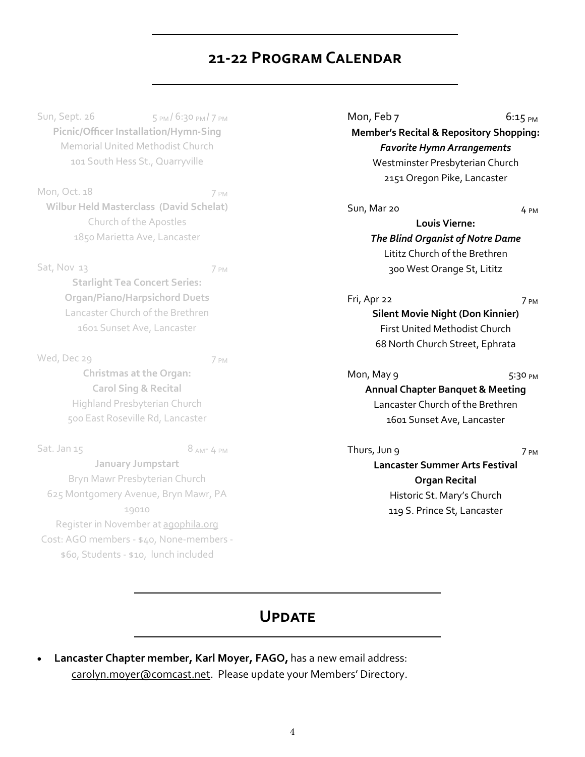## 21-22 Program Calendar

Sun, Sept. 26 — 5 PM / 6:30 PM / 7 PM

**Picnic/Officer Installation/Hymn-Sing**

Memorial United Methodist Church

101 South Hess St., Quarryville

Mon, Oct. 18 — 7 PM

**Wilbur Held Masterclass (David Schelat)**

Church of the Apostles

1850 Marietta Ave, Lancaster

Sat, Nov 13 — 7 PM

**Starlight Tea Concert Series: Organ/Piano/Harpsichord Duets**

Lancaster Church of the Brethren

1601 Sunset Ave, Lancaster

Wed, Dec 29 — 7 PM

**Christmas at the Organ: Carol Sing & Recital**

Highland Presbyterian Church

500 East Roseville Rd, Lancaster

Sat. Jan 15 — 8 AM - 4 PM

**January Jumpstart**

Bryn Mawr Presbyterian Church

625 Montgomery Avenue, Bryn Mawr, PA 19010

Register in November at agophila.org

Cost: AGO members - $40, None-members - $60, Students - $10, lunch included

Mon, Feb 7 — 6:15 PM

**Member's Recital & Repository Shopping:** ***Favorite Hymn Arrangements***

Westminster Presbyterian Church

2151 Oregon Pike, Lancaster

Sun, Mar 20 — 4 PM

**Louis Vierne:** ***The Blind Organist of Notre Dame***

Lititz Church of the Brethren

300 West Orange St, Lititz

Fri, Apr 22 — 7 PM

**Silent Movie Night (Don Kinnier)**

First United Methodist Church

68 North Church Street, Ephrata

Mon, May 9 — 5:30 PM

**Annual Chapter Banquet & Meeting**

Lancaster Church of the Brethren

1601 Sunset Ave, Lancaster

Thurs, Jun 9 — 7 PM

**Lancaster Summer Arts Festival Organ Recital**

Historic St. Mary's Church

119 S. Prince St, Lancaster

## Update

- **Lancaster Chapter member, Karl Moyer, FAGO,** has a new email address: carolyn.moyer@comcast.net. Please update your Members' Directory.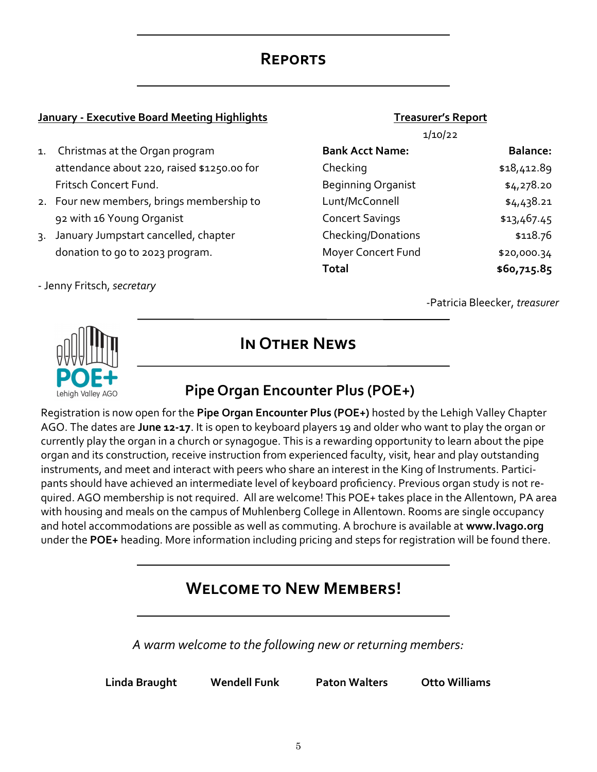# REPORTS

**January - Executive Board Meeting Highlights**

1. Christmas at the Organ program attendance about 220, raised $1250.00 for Fritsch Concert Fund.
2. Four new members, brings membership to 92 with 16 Young Organist
3. January Jumpstart cancelled, chapter donation to go to 2023 program.

- Jenny Fritsch, *secretary*

**Treasurer's Report**

1/10/22

| Bank Acct Name: | Balance: |
|---|---|
| Checking | $18,412.89 |
| Beginning Organist | $4,278.20 |
| Lunt/McConnell | $4,438.21 |
| Concert Savings | $13,467.45 |
| Checking/Donations | $118.76 |
| Moyer Concert Fund | $20,000.34 |
| **Total** | **$60,715.85** |

-Patricia Bleecker, *treasurer*

# IN OTHER NEWS

POE+ Lehigh Valley AGO

## Pipe Organ Encounter Plus (POE+)

Registration is now open for the **Pipe Organ Encounter Plus (POE+)** hosted by the Lehigh Valley Chapter AGO. The dates are **June 12-17**. It is open to keyboard players 19 and older who want to play the organ or currently play the organ in a church or synagogue. This is a rewarding opportunity to learn about the pipe organ and its construction, receive instruction from experienced faculty, visit, hear and play outstanding instruments, and meet and interact with peers who share an interest in the King of Instruments. Participants should have achieved an intermediate level of keyboard proficiency. Previous organ study is not required. AGO membership is not required. All are welcome! This POE+ takes place in the Allentown, PA area with housing and meals on the campus of Muhlenberg College in Allentown. Rooms are single occupancy and hotel accommodations are possible as well as commuting. A brochure is available at **www.lvago.org** under the **POE+** heading. More information including pricing and steps for registration will be found there.

# WELCOME TO NEW MEMBERS!

*A warm welcome to the following new or returning members:*

**Linda Braught** **Wendell Funk** **Paton Walters** **Otto Williams**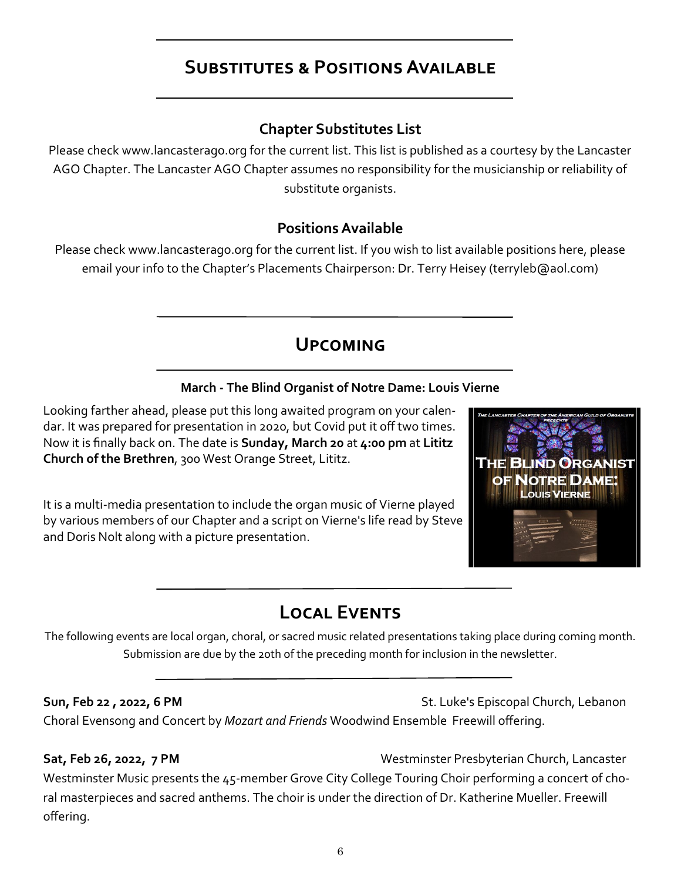## Substitutes & Positions Available

### Chapter Substitutes List

Please check www.lancasterago.org for the current list. This list is published as a courtesy by the Lancaster AGO Chapter. The Lancaster AGO Chapter assumes no responsibility for the musicianship or reliability of substitute organists.

### Positions Available

Please check www.lancasterago.org for the current list. If you wish to list available positions here, please email your info to the Chapter's Placements Chairperson: Dr. Terry Heisey (terryleb@aol.com)

## Upcoming

**March - The Blind Organist of Notre Dame: Louis Vierne**

Looking farther ahead, please put this long awaited program on your calendar. It was prepared for presentation in 2020, but Covid put it off two times. Now it is finally back on. The date is **Sunday, March 20** at **4:00 pm** at **Lititz Church of the Brethren**, 300 West Orange Street, Lititz.

It is a multi-media presentation to include the organ music of Vierne played by various members of our Chapter and a script on Vierne's life read by Steve and Doris Nolt along with a picture presentation.

## Local Events

The following events are local organ, choral, or sacred music related presentations taking place during coming month. Submission are due by the 20th of the preceding month for inclusion in the newsletter.

**Sun, Feb 22 , 2022, 6 PM** — St. Luke's Episcopal Church, Lebanon

Choral Evensong and Concert by *Mozart and Friends* Woodwind Ensemble Freewill offering.

**Sat, Feb 26, 2022, 7 PM** — Westminster Presbyterian Church, Lancaster

Westminster Music presents the 45-member Grove City College Touring Choir performing a concert of choral masterpieces and sacred anthems. The choir is under the direction of Dr. Katherine Mueller. Freewill offering.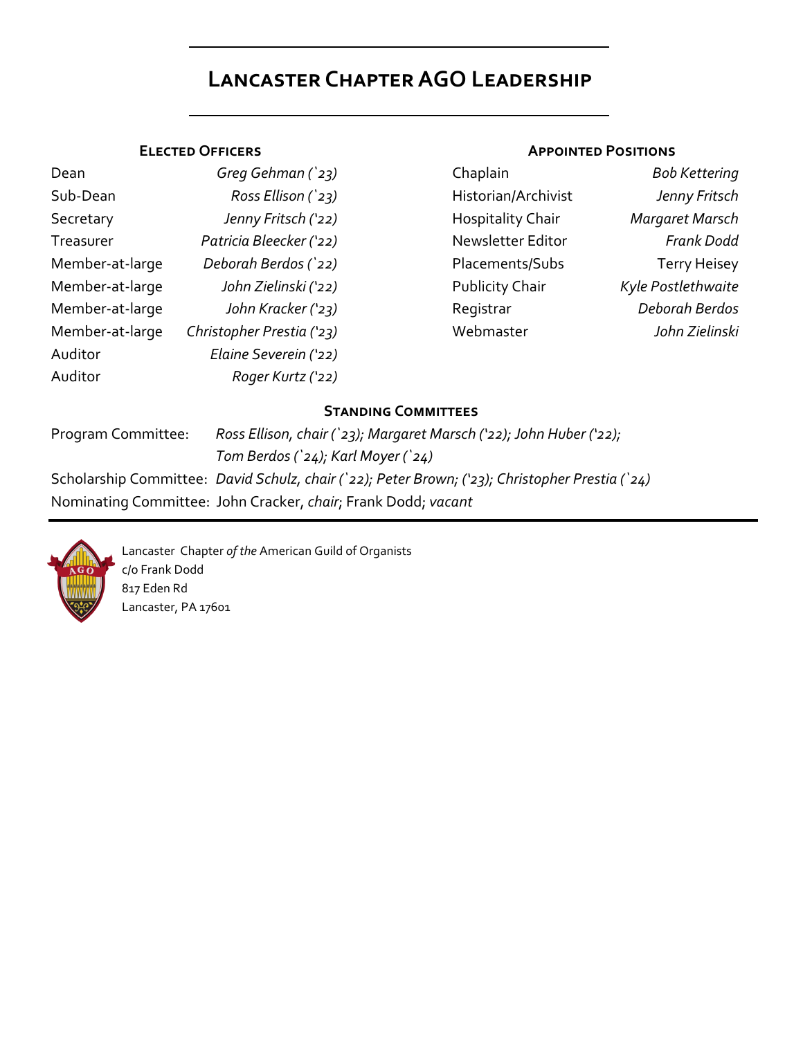# Lancaster Chapter AGO Leadership

### Elected Officers

| | |
|---|---|
| Dean | *Greg Gehman (`23)* |
| Sub-Dean | *Ross Ellison (`23)* |
| Secretary | *Jenny Fritsch ('22)* |
| Treasurer | *Patricia Bleecker ('22)* |
| Member-at-large | *Deborah Berdos (`22)* |
| Member-at-large | *John Zielinski ('22)* |
| Member-at-large | *John Kracker ('23)* |
| Member-at-large | *Christopher Prestia ('23)* |
| Auditor | *Elaine Severein ('22)* |
| Auditor | *Roger Kurtz ('22)* |

### Appointed Positions

| | |
|---|---|
| Chaplain | *Bob Kettering* |
| Historian/Archivist | *Jenny Fritsch* |
| Hospitality Chair | *Margaret Marsch* |
| Newsletter Editor | *Frank Dodd* |
| Placements/Subs | Terry Heisey |
| Publicity Chair | *Kyle Postlethwaite* |
| Registrar | *Deborah Berdos* |
| Webmaster | *John Zielinski* |

### Standing Committees

Program Committee: *Ross Ellison, chair (`23); Margaret Marsch ('22); John Huber ('22); Tom Berdos (`24); Karl Moyer (`24)*

Scholarship Committee: *David Schulz, chair (`22); Peter Brown; ('23); Christopher Prestia (`24)*

Nominating Committee: John Cracker, *chair*; Frank Dodd; *vacant*

---

Lancaster Chapter *of the* American Guild of Organists
c/o Frank Dodd
817 Eden Rd
Lancaster, PA 17601